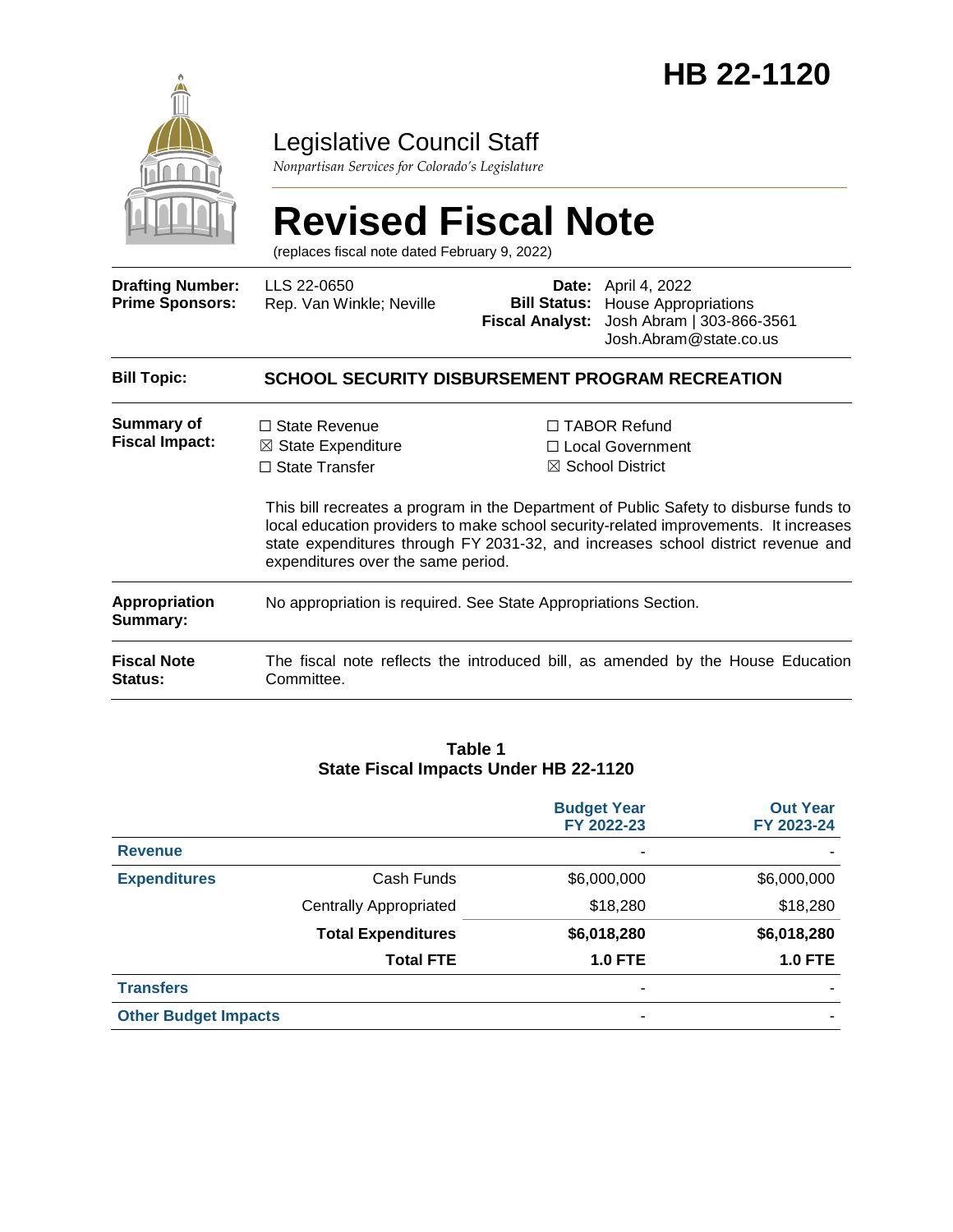# HB 22-1120

Legislative Council Staff

*Nonpartisan Services for Colorado's Legislature*

# Revised Fiscal Note

(replaces fiscal note dated February 9, 2022)

| | | | |
|---|---|---|---|
| **Drafting Number:** | LLS 22-0650 | **Date:** | April 4, 2022 |
| **Prime Sponsors:** | Rep. Van Winkle; Neville | **Bill Status:** | House Appropriations |
| | | **Fiscal Analyst:** | Josh Abram \| 303-866-3561 Josh.Abram@state.co.us |

| | |
|---|---|
| **Bill Topic:** | **SCHOOL SECURITY DISBURSEMENT PROGRAM RECREATION** |
| **Summary of Fiscal Impact:** | ☐ State Revenue ☒ State Expenditure ☐ State Transfer ☐ TABOR Refund ☐ Local Government ☒ School District<br><br>This bill recreates a program in the Department of Public Safety to disburse funds to local education providers to make school security-related improvements. It increases state expenditures through FY 2031-32, and increases school district revenue and expenditures over the same period. |
| **Appropriation Summary:** | No appropriation is required. See State Appropriations Section. |
| **Fiscal Note Status:** | The fiscal note reflects the introduced bill, as amended by the House Education Committee. |

**Table 1**
**State Fiscal Impacts Under HB 22-1120**

| | | Budget Year FY 2022-23 | Out Year FY 2023-24 |
|---|---|---|---|
| **Revenue** | | - | - |
| **Expenditures** | Cash Funds | $6,000,000 | $6,000,000 |
| | Centrally Appropriated | $18,280 | $18,280 |
| | **Total Expenditures** | **$6,018,280** | **$6,018,280** |
| | **Total FTE** | **1.0 FTE** | **1.0 FTE** |
| **Transfers** | | - | - |
| **Other Budget Impacts** | | - | - |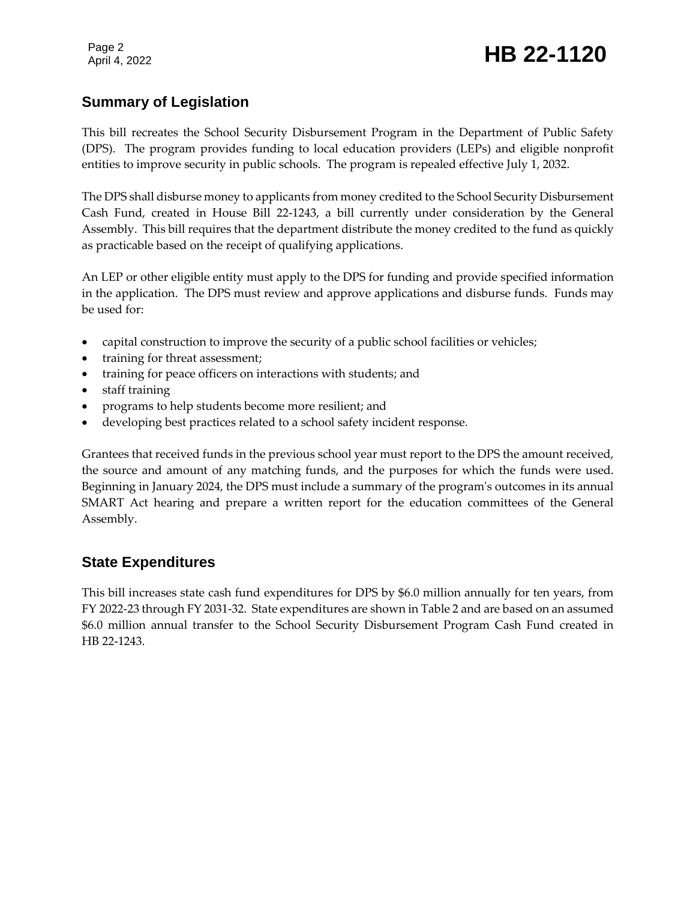## Summary of Legislation

This bill recreates the School Security Disbursement Program in the Department of Public Safety (DPS). The program provides funding to local education providers (LEPs) and eligible nonprofit entities to improve security in public schools. The program is repealed effective July 1, 2032.

The DPS shall disburse money to applicants from money credited to the School Security Disbursement Cash Fund, created in House Bill 22-1243, a bill currently under consideration by the General Assembly. This bill requires that the department distribute the money credited to the fund as quickly as practicable based on the receipt of qualifying applications.

An LEP or other eligible entity must apply to the DPS for funding and provide specified information in the application. The DPS must review and approve applications and disburse funds. Funds may be used for:

- capital construction to improve the security of a public school facilities or vehicles;
- training for threat assessment;
- training for peace officers on interactions with students; and
- staff training
- programs to help students become more resilient; and
- developing best practices related to a school safety incident response.

Grantees that received funds in the previous school year must report to the DPS the amount received, the source and amount of any matching funds, and the purposes for which the funds were used. Beginning in January 2024, the DPS must include a summary of the program's outcomes in its annual SMART Act hearing and prepare a written report for the education committees of the General Assembly.

## State Expenditures

This bill increases state cash fund expenditures for DPS by $6.0 million annually for ten years, from FY 2022-23 through FY 2031-32. State expenditures are shown in Table 2 and are based on an assumed $6.0 million annual transfer to the School Security Disbursement Program Cash Fund created in HB 22-1243.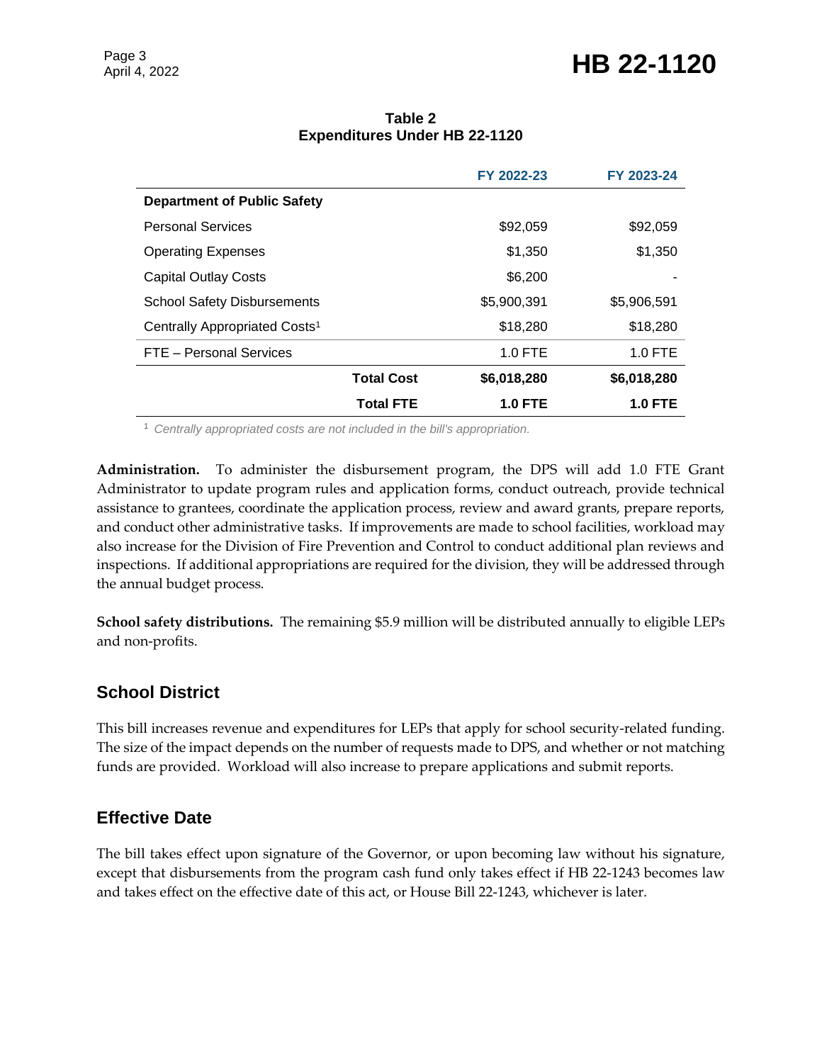**Table 2**
**Expenditures Under HB 22-1120**

| | | FY 2022-23 | FY 2023-24 |
|---|---|---|---|
| **Department of Public Safety** | | | |
| Personal Services | | $92,059 | $92,059 |
| Operating Expenses | | $1,350 | $1,350 |
| Capital Outlay Costs | | $6,200 | - |
| School Safety Disbursements | | $5,900,391 | $5,906,591 |
| Centrally Appropriated Costs[1] | | $18,280 | $18,280 |
| FTE – Personal Services | | 1.0 FTE | 1.0 FTE |
| | **Total Cost** | **$6,018,280** | **$6,018,280** |
| | **Total FTE** | **1.0 FTE** | **1.0 FTE** |

[1] *Centrally appropriated costs are not included in the bill's appropriation.*

**Administration.** To administer the disbursement program, the DPS will add 1.0 FTE Grant Administrator to update program rules and application forms, conduct outreach, provide technical assistance to grantees, coordinate the application process, review and award grants, prepare reports, and conduct other administrative tasks. If improvements are made to school facilities, workload may also increase for the Division of Fire Prevention and Control to conduct additional plan reviews and inspections. If additional appropriations are required for the division, they will be addressed through the annual budget process.

**School safety distributions.** The remaining $5.9 million will be distributed annually to eligible LEPs and non-profits.

## School District

This bill increases revenue and expenditures for LEPs that apply for school security-related funding. The size of the impact depends on the number of requests made to DPS, and whether or not matching funds are provided. Workload will also increase to prepare applications and submit reports.

## Effective Date

The bill takes effect upon signature of the Governor, or upon becoming law without his signature, except that disbursements from the program cash fund only takes effect if HB 22-1243 becomes law and takes effect on the effective date of this act, or House Bill 22-1243, whichever is later.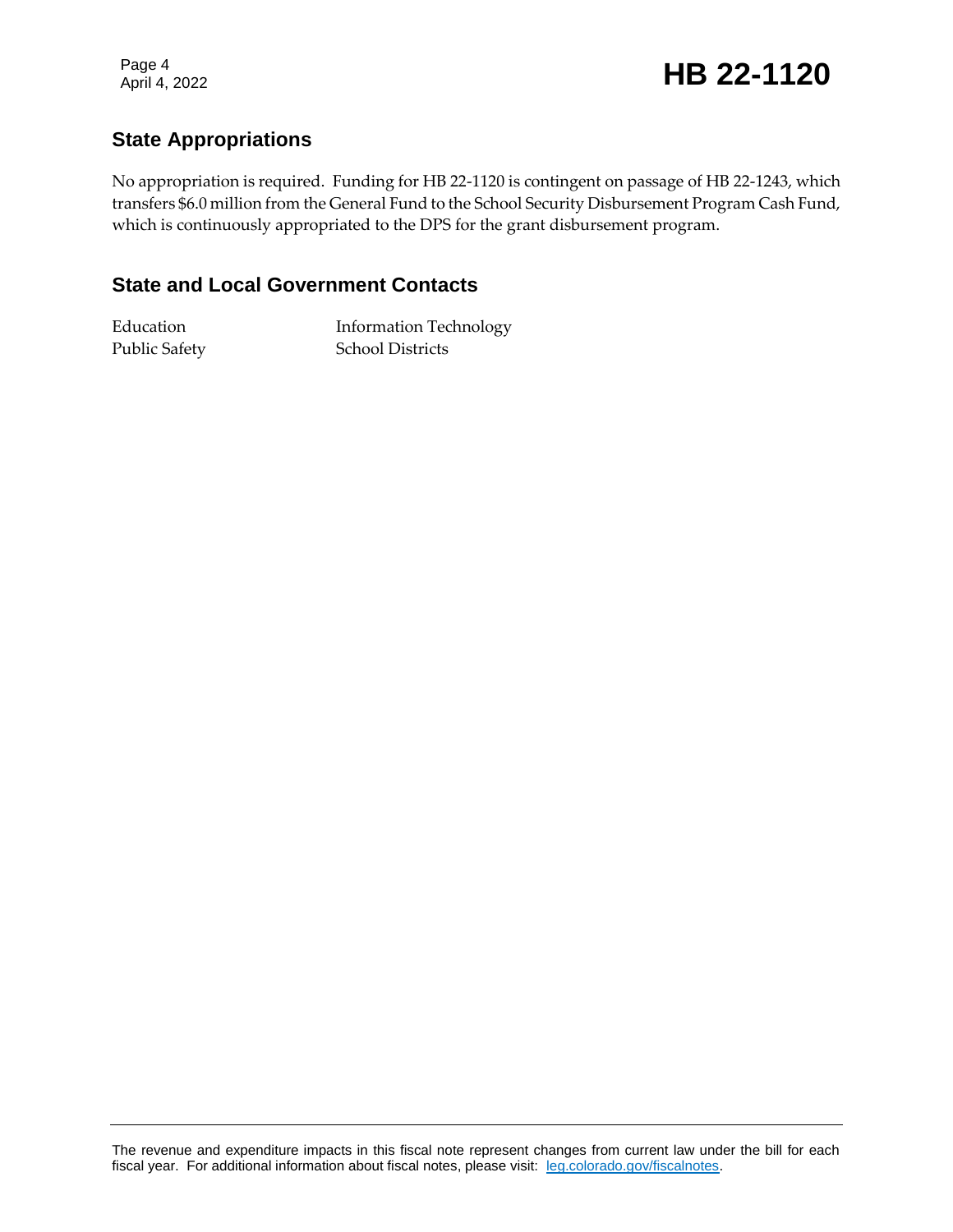## State Appropriations

No appropriation is required. Funding for HB 22-1120 is contingent on passage of HB 22-1243, which transfers $6.0 million from the General Fund to the School Security Disbursement Program Cash Fund, which is continuously appropriated to the DPS for the grant disbursement program.

## State and Local Government Contacts

| | |
|---|---|
| Education | Information Technology |
| Public Safety | School Districts |

The revenue and expenditure impacts in this fiscal note represent changes from current law under the bill for each fiscal year. For additional information about fiscal notes, please visit: leg.colorado.gov/fiscalnotes.